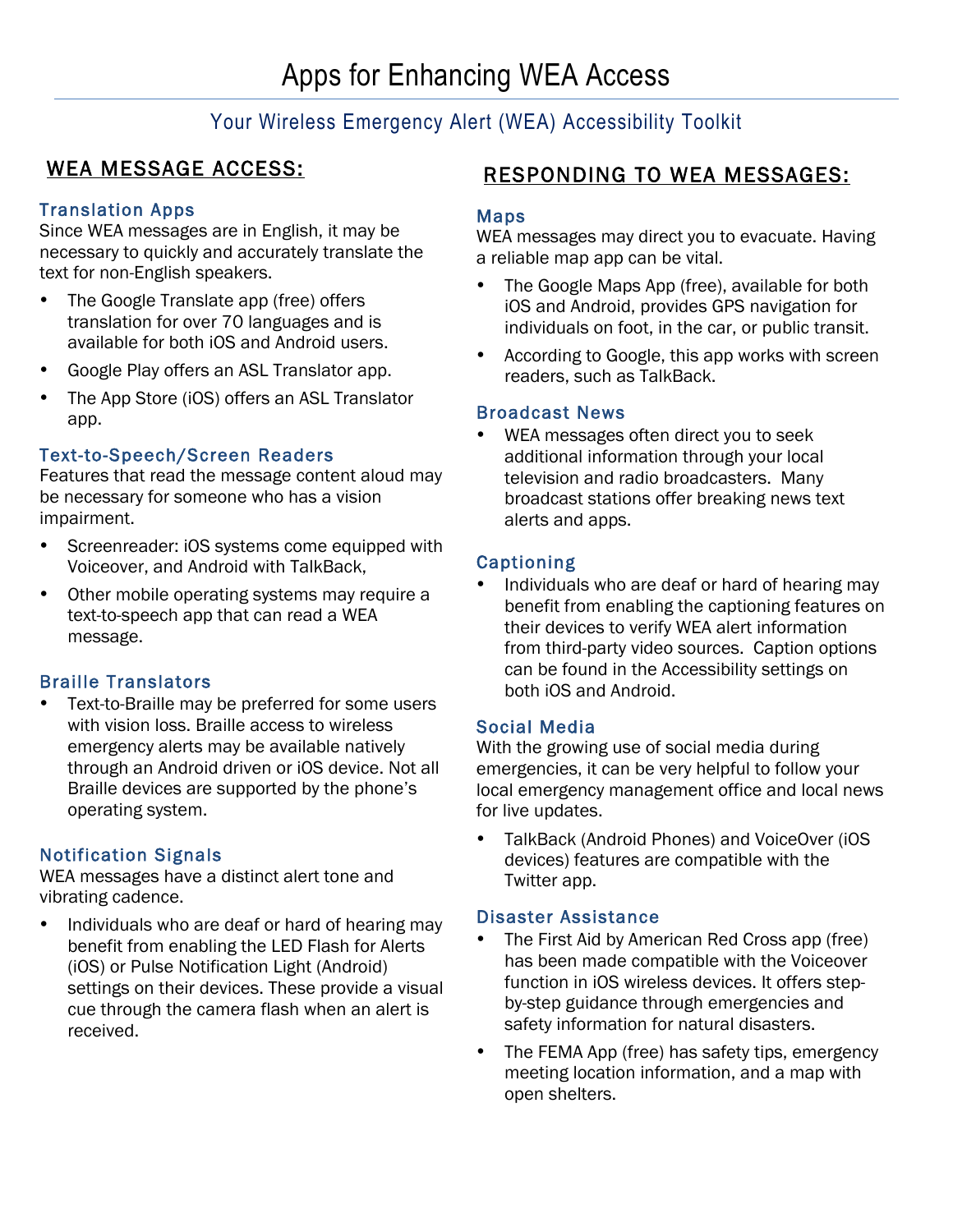# Apps for Enhancing WEA Access

## Your Wireless Emergency Alert (WEA) Accessibility Toolkit

## WEA MESSAGE ACCESS:

### Translation Apps

Since WEA messages are in English, it may be necessary to quickly and accurately translate the text for non-English speakers.

- The Google Translate app (free) offers translation for over 70 languages and is available for both iOS and Android users.
- Google Play offers an ASL Translator app.
- The App Store (iOS) offers an ASL Translator app.

### Text-to-Speech/Screen Readers

Features that read the message content aloud may be necessary for someone who has a vision impairment.

- Screenreader: iOS systems come equipped with Voiceover, and Android with TalkBack,
- Other mobile operating systems may require a text-to-speech app that can read a WEA message.

### Braille Translators

- Text-to-Braille may be preferred for some users with vision loss. Braille access to wireless emergency alerts may be available natively through an Android driven or iOS device. Not all Braille devices are supported by the phone's operating system.

### Notification Signals

WEA messages have a distinct alert tone and vibrating cadence.

- Individuals who are deaf or hard of hearing may benefit from enabling the LED Flash for Alerts (iOS) or Pulse Notification Light (Android) settings on their devices. These provide a visual cue through the camera flash when an alert is received.

## RESPONDING TO WEA MESSAGES:

### Maps

WEA messages may direct you to evacuate. Having a reliable map app can be vital.

- The Google Maps App (free), available for both iOS and Android, provides GPS navigation for individuals on foot, in the car, or public transit.
- According to Google, this app works with screen readers, such as TalkBack.

### Broadcast News

- WEA messages often direct you to seek additional information through your local television and radio broadcasters. Many broadcast stations offer breaking news text alerts and apps.

### Captioning

- Individuals who are deaf or hard of hearing may benefit from enabling the captioning features on their devices to verify WEA alert information from third-party video sources. Caption options can be found in the Accessibility settings on both iOS and Android.

### Social Media

With the growing use of social media during emergencies, it can be very helpful to follow your local emergency management office and local news for live updates.

- TalkBack (Android Phones) and VoiceOver (iOS devices) features are compatible with the Twitter app.

### Disaster Assistance

- The First Aid by American Red Cross app (free) has been made compatible with the Voiceover function in iOS wireless devices. It offers step-by-step guidance through emergencies and safety information for natural disasters.
- The FEMA App (free) has safety tips, emergency meeting location information, and a map with open shelters.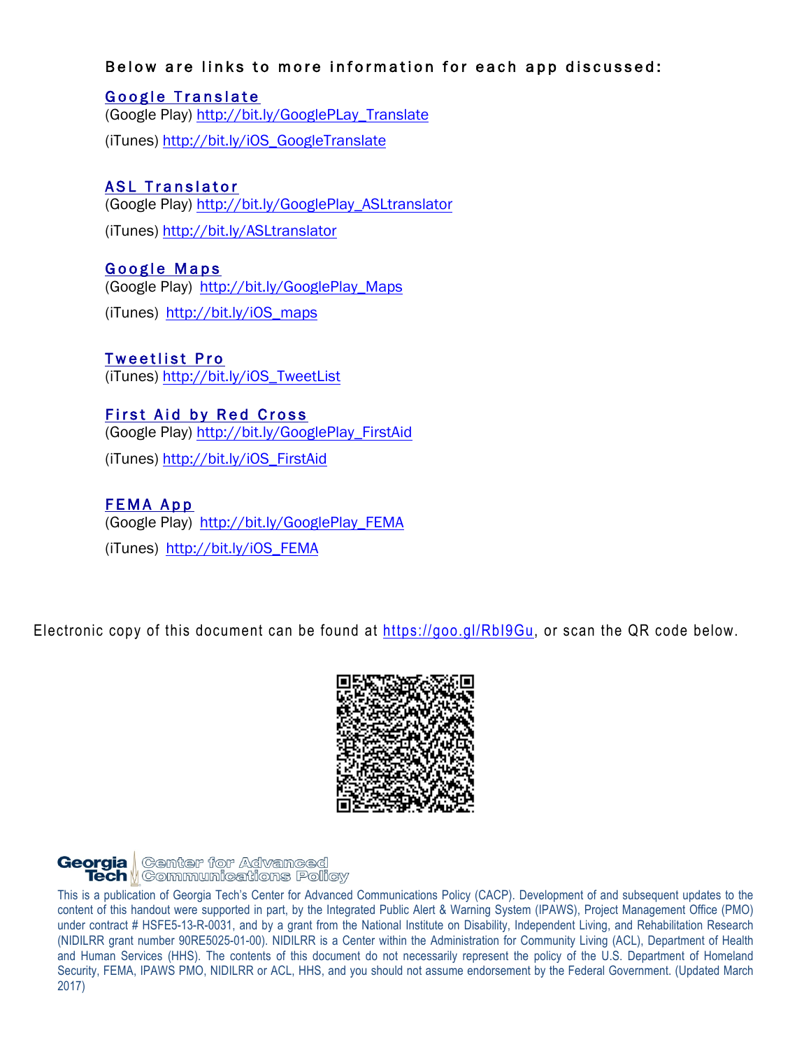**Below are links to more information for each app discussed:**

### Google Translate

(Google Play) http://bit.ly/GooglePLay_Translate

(iTunes) http://bit.ly/iOS_GoogleTranslate

### ASL Translator

(Google Play) http://bit.ly/GooglePlay_ASLtranslator

(iTunes) http://bit.ly/ASLtranslator

### Google Maps

(Google Play) http://bit.ly/GooglePlay_Maps

(iTunes) http://bit.ly/iOS_maps

### Tweetlist Pro

(iTunes) http://bit.ly/iOS_TweetList

### First Aid by Red Cross

(Google Play) http://bit.ly/GooglePlay_FirstAid

(iTunes) http://bit.ly/iOS_FirstAid

### FEMA App

(Google Play) http://bit.ly/GooglePlay_FEMA

(iTunes) http://bit.ly/iOS_FEMA

Electronic copy of this document can be found at https://goo.gl/RbI9Gu, or scan the QR code below.

Georgia Tech | Center for Advanced Communications Policy

This is a publication of Georgia Tech's Center for Advanced Communications Policy (CACP). Development of and subsequent updates to the content of this handout were supported in part, by the Integrated Public Alert & Warning System (IPAWS), Project Management Office (PMO) under contract # HSFE5-13-R-0031, and by a grant from the National Institute on Disability, Independent Living, and Rehabilitation Research (NIDILRR grant number 90RE5025-01-00). NIDILRR is a Center within the Administration for Community Living (ACL), Department of Health and Human Services (HHS). The contents of this document do not necessarily represent the policy of the U.S. Department of Homeland Security, FEMA, IPAWS PMO, NIDILRR or ACL, HHS, and you should not assume endorsement by the Federal Government. (Updated March 2017)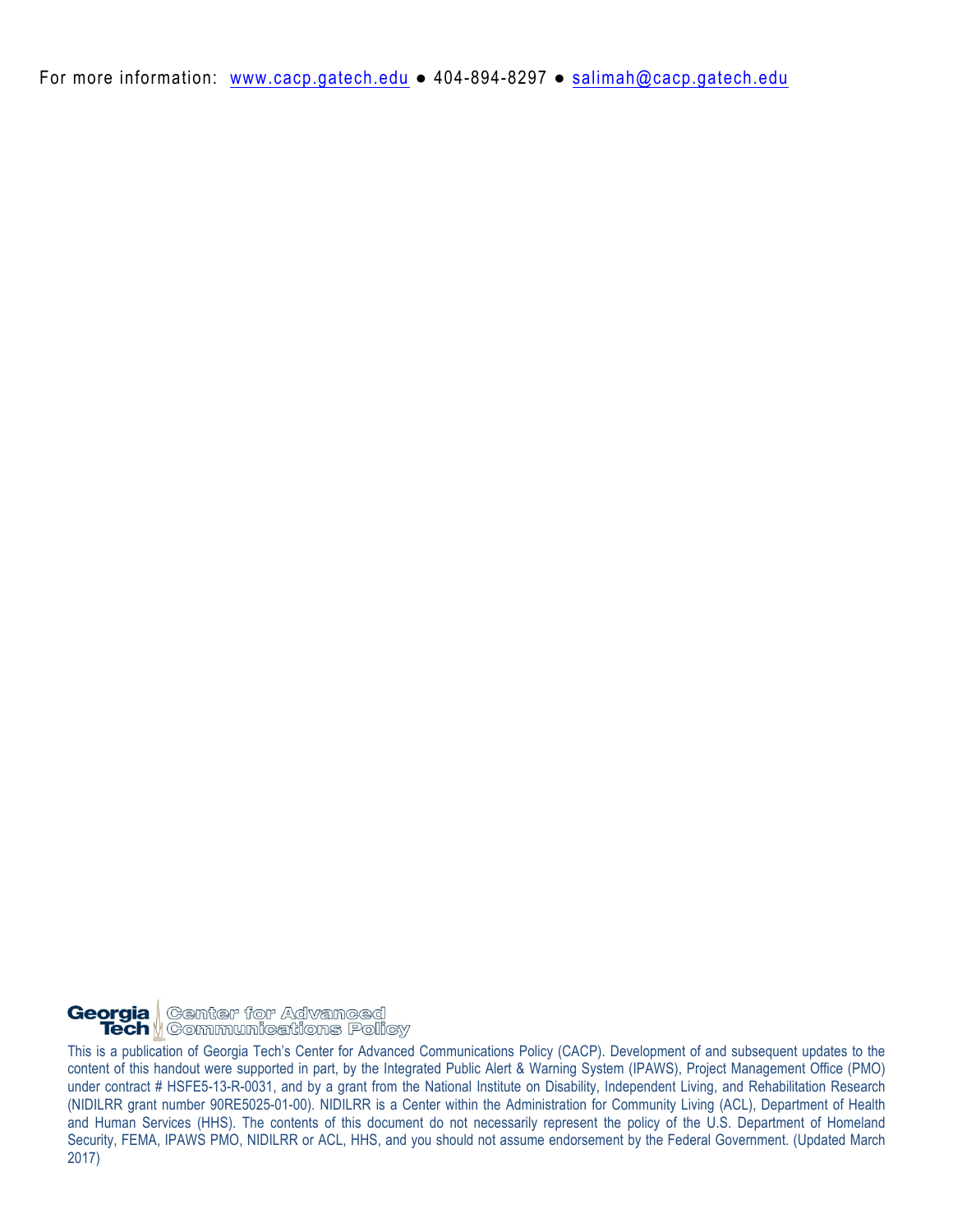For more information: [www.cacp.gatech.edu](http://www.cacp.gatech.edu) ● 404-894-8297 ● [salimah@cacp.gatech.edu](mailto:salimah@cacp.gatech.edu)

Georgia Tech | Center for Advanced Communications Policy

This is a publication of Georgia Tech's Center for Advanced Communications Policy (CACP). Development of and subsequent updates to the content of this handout were supported in part, by the Integrated Public Alert & Warning System (IPAWS), Project Management Office (PMO) under contract # HSFE5-13-R-0031, and by a grant from the National Institute on Disability, Independent Living, and Rehabilitation Research (NIDILRR grant number 90RE5025-01-00). NIDILRR is a Center within the Administration for Community Living (ACL), Department of Health and Human Services (HHS). The contents of this document do not necessarily represent the policy of the U.S. Department of Homeland Security, FEMA, IPAWS PMO, NIDILRR or ACL, HHS, and you should not assume endorsement by the Federal Government. (Updated March 2017)